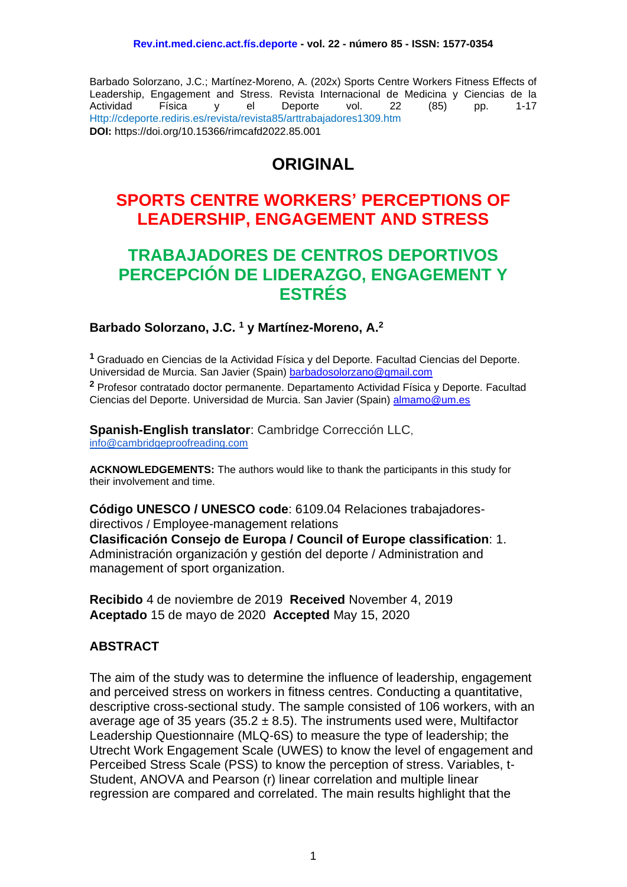Barbado Solorzano, J.C.; Martínez-Moreno, A. (202x) Sports Centre Workers Fitness Effects of Leadership, Engagement and Stress. Revista Internacional de Medicina y Ciencias de la Actividad Física y el Deporte vol. 22 (85) pp. 1-17
Http://cdeporte.rediris.es/revista/revista85/arttrabajadores1309.htm
**DOI:** https://doi.org/10.15366/rimcafd2022.85.001

# ORIGINAL

## SPORTS CENTRE WORKERS' PERCEPTIONS OF LEADERSHIP, ENGAGEMENT AND STRESS

## TRABAJADORES DE CENTROS DEPORTIVOS PERCEPCIÓN DE LIDERAZGO, ENGAGEMENT Y ESTRÉS

**Barbado Solorzano, J.C.** [1] **y Martínez-Moreno, A.**[2]

[1] Graduado en Ciencias de la Actividad Física y del Deporte. Facultad Ciencias del Deporte. Universidad de Murcia. San Javier (Spain) barbadosolorzano@gmail.com

[2] Profesor contratado doctor permanente. Departamento Actividad Física y Deporte. Facultad Ciencias del Deporte. Universidad de Murcia. San Javier (Spain) almamo@um.es

**Spanish-English translator**: Cambridge Corrección LLC, info@cambridgeproofreading.com

**ACKNOWLEDGEMENTS:** The authors would like to thank the participants in this study for their involvement and time.

**Código UNESCO / UNESCO code**: 6109.04 Relaciones trabajadores-directivos / Employee-management relations
**Clasificación Consejo de Europa / Council of Europe classification**: 1. Administración organización y gestión del deporte / Administration and management of sport organization.

**Recibido** 4 de noviembre de 2019 **Received** November 4, 2019
**Aceptado** 15 de mayo de 2020 **Accepted** May 15, 2020

## ABSTRACT

The aim of the study was to determine the influence of leadership, engagement and perceived stress on workers in fitness centres. Conducting a quantitative, descriptive cross-sectional study. The sample consisted of 106 workers, with an average age of 35 years (35.2 ± 8.5). The instruments used were, Multifactor Leadership Questionnaire (MLQ-6S) to measure the type of leadership; the Utrecht Work Engagement Scale (UWES) to know the level of engagement and Perceibed Stress Scale (PSS) to know the perception of stress. Variables, t-Student, ANOVA and Pearson (r) linear correlation and multiple linear regression are compared and correlated. The main results highlight that the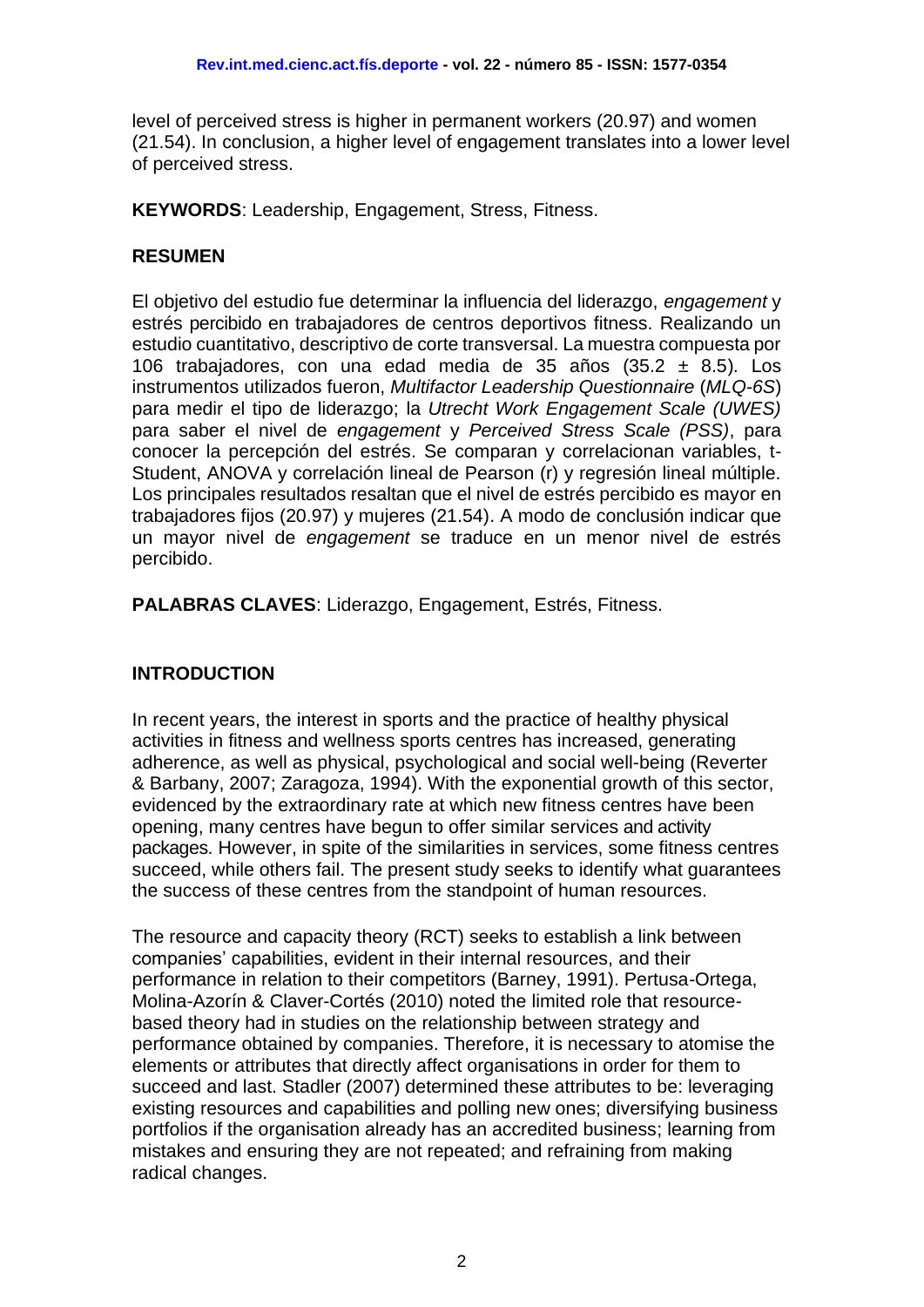level of perceived stress is higher in permanent workers (20.97) and women (21.54). In conclusion, a higher level of engagement translates into a lower level of perceived stress.

**KEYWORDS**: Leadership, Engagement, Stress, Fitness.

## RESUMEN

El objetivo del estudio fue determinar la influencia del liderazgo, *engagement* y estrés percibido en trabajadores de centros deportivos fitness. Realizando un estudio cuantitativo, descriptivo de corte transversal. La muestra compuesta por 106 trabajadores, con una edad media de 35 años (35.2 ± 8.5). Los instrumentos utilizados fueron, *Multifactor Leadership Questionnaire* (*MLQ-6S*) para medir el tipo de liderazgo; la *Utrecht Work Engagement Scale (UWES)* para saber el nivel de *engagement* y *Perceived Stress Scale (PSS)*, para conocer la percepción del estrés. Se comparan y correlacionan variables, t-Student, ANOVA y correlación lineal de Pearson (r) y regresión lineal múltiple. Los principales resultados resaltan que el nivel de estrés percibido es mayor en trabajadores fijos (20.97) y mujeres (21.54). A modo de conclusión indicar que un mayor nivel de *engagement* se traduce en un menor nivel de estrés percibido.

**PALABRAS CLAVES**: Liderazgo, Engagement, Estrés, Fitness.

## INTRODUCTION

In recent years, the interest in sports and the practice of healthy physical activities in fitness and wellness sports centres has increased, generating adherence, as well as physical, psychological and social well-being (Reverter & Barbany, 2007; Zaragoza, 1994). With the exponential growth of this sector, evidenced by the extraordinary rate at which new fitness centres have been opening, many centres have begun to offer similar services and activity packages. However, in spite of the similarities in services, some fitness centres succeed, while others fail. The present study seeks to identify what guarantees the success of these centres from the standpoint of human resources.

The resource and capacity theory (RCT) seeks to establish a link between companies' capabilities, evident in their internal resources, and their performance in relation to their competitors (Barney, 1991). Pertusa-Ortega, Molina-Azorín & Claver-Cortés (2010) noted the limited role that resource-based theory had in studies on the relationship between strategy and performance obtained by companies. Therefore, it is necessary to atomise the elements or attributes that directly affect organisations in order for them to succeed and last. Stadler (2007) determined these attributes to be: leveraging existing resources and capabilities and polling new ones; diversifying business portfolios if the organisation already has an accredited business; learning from mistakes and ensuring they are not repeated; and refraining from making radical changes.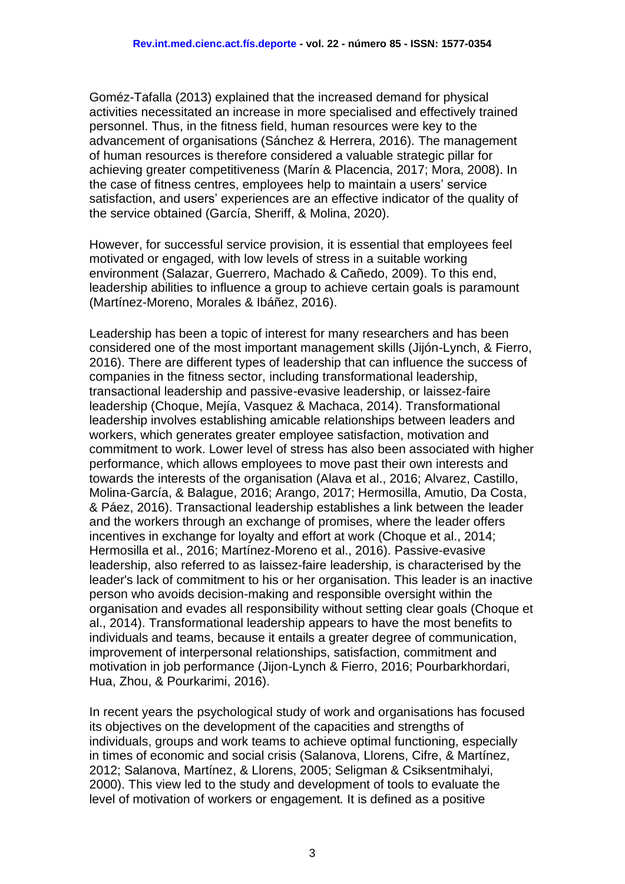Goméz-Tafalla (2013) explained that the increased demand for physical activities necessitated an increase in more specialised and effectively trained personnel. Thus, in the fitness field, human resources were key to the advancement of organisations (Sánchez & Herrera, 2016). The management of human resources is therefore considered a valuable strategic pillar for achieving greater competitiveness (Marín & Placencia, 2017; Mora, 2008). In the case of fitness centres, employees help to maintain a users' service satisfaction, and users' experiences are an effective indicator of the quality of the service obtained (García, Sheriff, & Molina, 2020).

However, for successful service provision, it is essential that employees feel motivated or engaged*,* with low levels of stress in a suitable working environment (Salazar, Guerrero, Machado & Cañedo, 2009). To this end, leadership abilities to influence a group to achieve certain goals is paramount (Martínez-Moreno, Morales & Ibáñez, 2016).

Leadership has been a topic of interest for many researchers and has been considered one of the most important management skills (Jijón-Lynch, & Fierro, 2016). There are different types of leadership that can influence the success of companies in the fitness sector, including transformational leadership, transactional leadership and passive-evasive leadership, or laissez-faire leadership (Choque, Mejía, Vasquez & Machaca, 2014). Transformational leadership involves establishing amicable relationships between leaders and workers, which generates greater employee satisfaction, motivation and commitment to work. Lower level of stress has also been associated with higher performance, which allows employees to move past their own interests and towards the interests of the organisation (Alava et al., 2016; Alvarez, Castillo, Molina-García, & Balague, 2016; Arango, 2017; Hermosilla, Amutio, Da Costa, & Páez, 2016). Transactional leadership establishes a link between the leader and the workers through an exchange of promises, where the leader offers incentives in exchange for loyalty and effort at work (Choque et al., 2014; Hermosilla et al., 2016; Martínez-Moreno et al., 2016). Passive-evasive leadership, also referred to as laissez-faire leadership, is characterised by the leader's lack of commitment to his or her organisation. This leader is an inactive person who avoids decision-making and responsible oversight within the organisation and evades all responsibility without setting clear goals (Choque et al., 2014). Transformational leadership appears to have the most benefits to individuals and teams, because it entails a greater degree of communication, improvement of interpersonal relationships, satisfaction, commitment and motivation in job performance (Jijon-Lynch & Fierro, 2016; Pourbarkhordari, Hua, Zhou, & Pourkarimi, 2016).

In recent years the psychological study of work and organisations has focused its objectives on the development of the capacities and strengths of individuals, groups and work teams to achieve optimal functioning, especially in times of economic and social crisis (Salanova, Llorens, Cifre, & Martínez, 2012; Salanova, Martínez, & Llorens, 2005; Seligman & Csiksentmihalyi, 2000). This view led to the study and development of tools to evaluate the level of motivation of workers or engagement*.* It is defined as a positive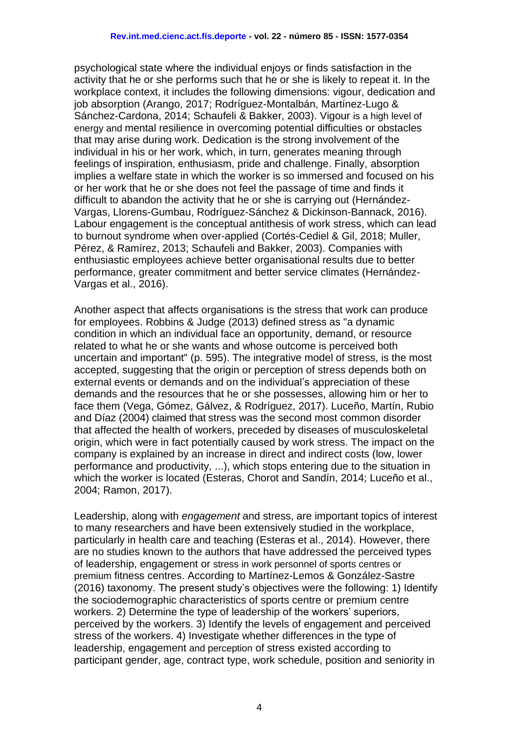psychological state where the individual enjoys or finds satisfaction in the activity that he or she performs such that he or she is likely to repeat it. In the workplace context, it includes the following dimensions: vigour, dedication and job absorption (Arango, 2017; Rodríguez-Montalbán, Martínez-Lugo & Sánchez-Cardona, 2014; Schaufeli & Bakker, 2003). Vigour is a high level of energy and mental resilience in overcoming potential difficulties or obstacles that may arise during work. Dedication is the strong involvement of the individual in his or her work, which, in turn, generates meaning through feelings of inspiration, enthusiasm, pride and challenge. Finally, absorption implies a welfare state in which the worker is so immersed and focused on his or her work that he or she does not feel the passage of time and finds it difficult to abandon the activity that he or she is carrying out (Hernández-Vargas, Llorens-Gumbau, Rodríguez-Sánchez & Dickinson-Bannack, 2016). Labour engagement is the conceptual antithesis of work stress, which can lead to burnout syndrome when over-applied (Cortés-Cediel & Gil, 2018; Muller, Pérez, & Ramírez, 2013; Schaufeli and Bakker, 2003). Companies with enthusiastic employees achieve better organisational results due to better performance, greater commitment and better service climates (Hernández-Vargas et al., 2016).

Another aspect that affects organisations is the stress that work can produce for employees. Robbins & Judge (2013) defined stress as "a dynamic condition in which an individual face an opportunity, demand, or resource related to what he or she wants and whose outcome is perceived both uncertain and important" (p. 595). The integrative model of stress, is the most accepted, suggesting that the origin or perception of stress depends both on external events or demands and on the individual's appreciation of these demands and the resources that he or she possesses, allowing him or her to face them (Vega, Gómez, Gálvez, & Rodríguez, 2017). Luceño, Martín, Rubio and Díaz (2004) claimed that stress was the second most common disorder that affected the health of workers, preceded by diseases of musculoskeletal origin, which were in fact potentially caused by work stress. The impact on the company is explained by an increase in direct and indirect costs (low, lower performance and productivity, ...), which stops entering due to the situation in which the worker is located (Esteras, Chorot and Sandín, 2014; Luceño et al., 2004; Ramon, 2017).

Leadership, along with *engagement* and stress, are important topics of interest to many researchers and have been extensively studied in the workplace, particularly in health care and teaching (Esteras et al., 2014). However, there are no studies known to the authors that have addressed the perceived types of leadership, engagement or stress in work personnel of sports centres or premium fitness centres. According to Martínez-Lemos & González-Sastre (2016) taxonomy. The present study's objectives were the following: 1) Identify the sociodemographic characteristics of sports centre or premium centre workers. 2) Determine the type of leadership of the workers' superiors, perceived by the workers. 3) Identify the levels of engagement and perceived stress of the workers. 4) Investigate whether differences in the type of leadership, engagement and perception of stress existed according to participant gender, age, contract type, work schedule, position and seniority in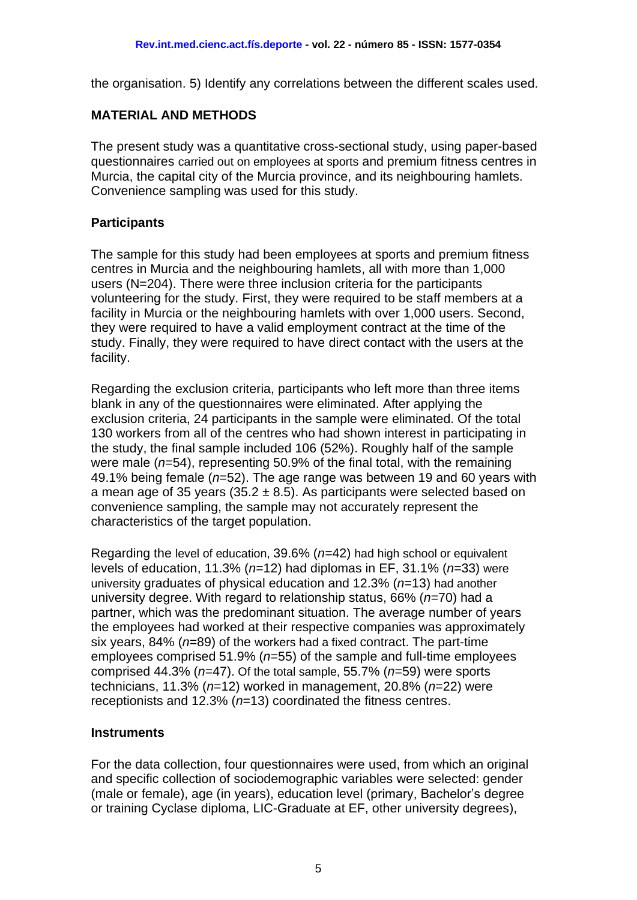the organisation. 5) Identify any correlations between the different scales used.

## MATERIAL AND METHODS

The present study was a quantitative cross-sectional study, using paper-based questionnaires carried out on employees at sports and premium fitness centres in Murcia, the capital city of the Murcia province, and its neighbouring hamlets. Convenience sampling was used for this study.

### Participants

The sample for this study had been employees at sports and premium fitness centres in Murcia and the neighbouring hamlets, all with more than 1,000 users (N=204). There were three inclusion criteria for the participants volunteering for the study. First, they were required to be staff members at a facility in Murcia or the neighbouring hamlets with over 1,000 users. Second, they were required to have a valid employment contract at the time of the study. Finally, they were required to have direct contact with the users at the facility.

Regarding the exclusion criteria, participants who left more than three items blank in any of the questionnaires were eliminated. After applying the exclusion criteria, 24 participants in the sample were eliminated. Of the total 130 workers from all of the centres who had shown interest in participating in the study, the final sample included 106 (52%). Roughly half of the sample were male (*n*=54), representing 50.9% of the final total, with the remaining 49.1% being female (*n*=52). The age range was between 19 and 60 years with a mean age of 35 years (35.2 ± 8.5). As participants were selected based on convenience sampling, the sample may not accurately represent the characteristics of the target population.

Regarding the level of education, 39.6% (*n*=42) had high school or equivalent levels of education, 11.3% (*n*=12) had diplomas in EF, 31.1% (*n*=33) were university graduates of physical education and 12.3% (*n*=13) had another university degree. With regard to relationship status, 66% (*n*=70) had a partner, which was the predominant situation. The average number of years the employees had worked at their respective companies was approximately six years, 84% (*n*=89) of the workers had a fixed contract. The part-time employees comprised 51.9% (*n*=55) of the sample and full-time employees comprised 44.3% (*n*=47). Of the total sample, 55.7% (*n*=59) were sports technicians, 11.3% (*n*=12) worked in management, 20.8% (*n*=22) were receptionists and 12.3% (*n*=13) coordinated the fitness centres.

### Instruments

For the data collection, four questionnaires were used, from which an original and specific collection of sociodemographic variables were selected: gender (male or female), age (in years), education level (primary, Bachelor's degree or training Cyclase diploma, LIC-Graduate at EF, other university degrees),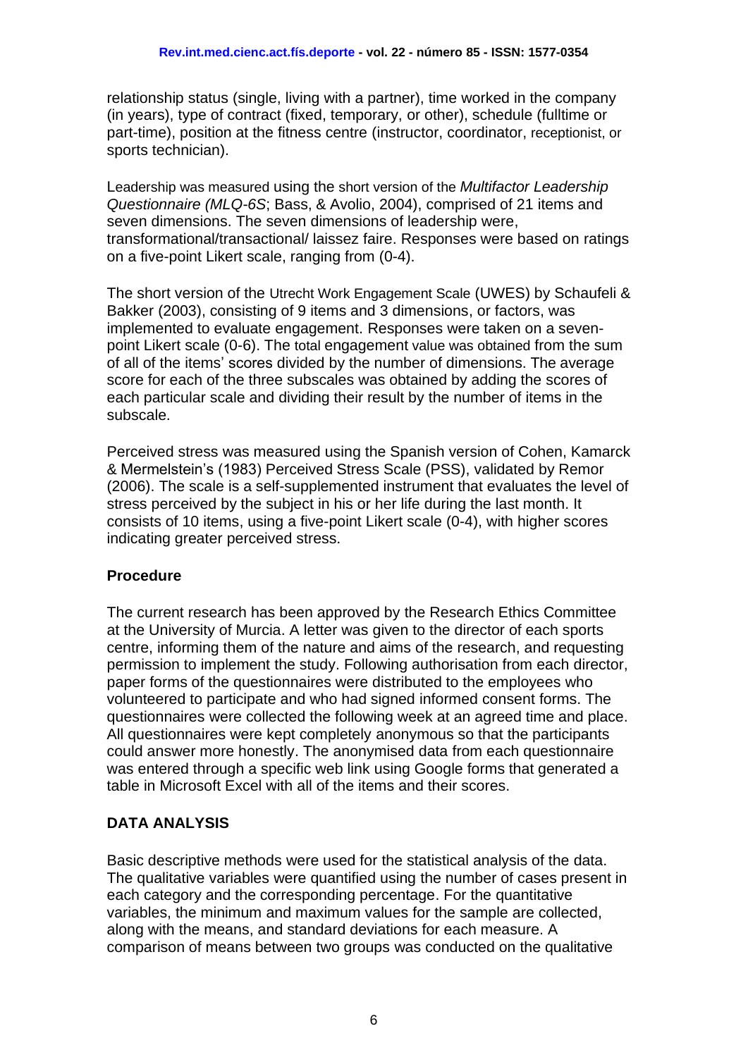relationship status (single, living with a partner), time worked in the company (in years), type of contract (fixed, temporary, or other), schedule (fulltime or part-time), position at the fitness centre (instructor, coordinator, receptionist, or sports technician).

Leadership was measured using the short version of the *Multifactor Leadership Questionnaire (MLQ-6S*; Bass, & Avolio, 2004), comprised of 21 items and seven dimensions. The seven dimensions of leadership were, transformational/transactional/ laissez faire. Responses were based on ratings on a five-point Likert scale, ranging from (0-4).

The short version of the Utrecht Work Engagement Scale (UWES) by Schaufeli & Bakker (2003), consisting of 9 items and 3 dimensions, or factors, was implemented to evaluate engagement. Responses were taken on a seven-point Likert scale (0-6). The total engagement value was obtained from the sum of all of the items' scores divided by the number of dimensions. The average score for each of the three subscales was obtained by adding the scores of each particular scale and dividing their result by the number of items in the subscale.

Perceived stress was measured using the Spanish version of Cohen, Kamarck & Mermelstein's (1983) Perceived Stress Scale (PSS), validated by Remor (2006). The scale is a self-supplemented instrument that evaluates the level of stress perceived by the subject in his or her life during the last month. It consists of 10 items, using a five-point Likert scale (0-4), with higher scores indicating greater perceived stress.

### Procedure

The current research has been approved by the Research Ethics Committee at the University of Murcia. A letter was given to the director of each sports centre, informing them of the nature and aims of the research, and requesting permission to implement the study. Following authorisation from each director, paper forms of the questionnaires were distributed to the employees who volunteered to participate and who had signed informed consent forms. The questionnaires were collected the following week at an agreed time and place. All questionnaires were kept completely anonymous so that the participants could answer more honestly. The anonymised data from each questionnaire was entered through a specific web link using Google forms that generated a table in Microsoft Excel with all of the items and their scores.

## DATA ANALYSIS

Basic descriptive methods were used for the statistical analysis of the data. The qualitative variables were quantified using the number of cases present in each category and the corresponding percentage. For the quantitative variables, the minimum and maximum values for the sample are collected, along with the means, and standard deviations for each measure. A comparison of means between two groups was conducted on the qualitative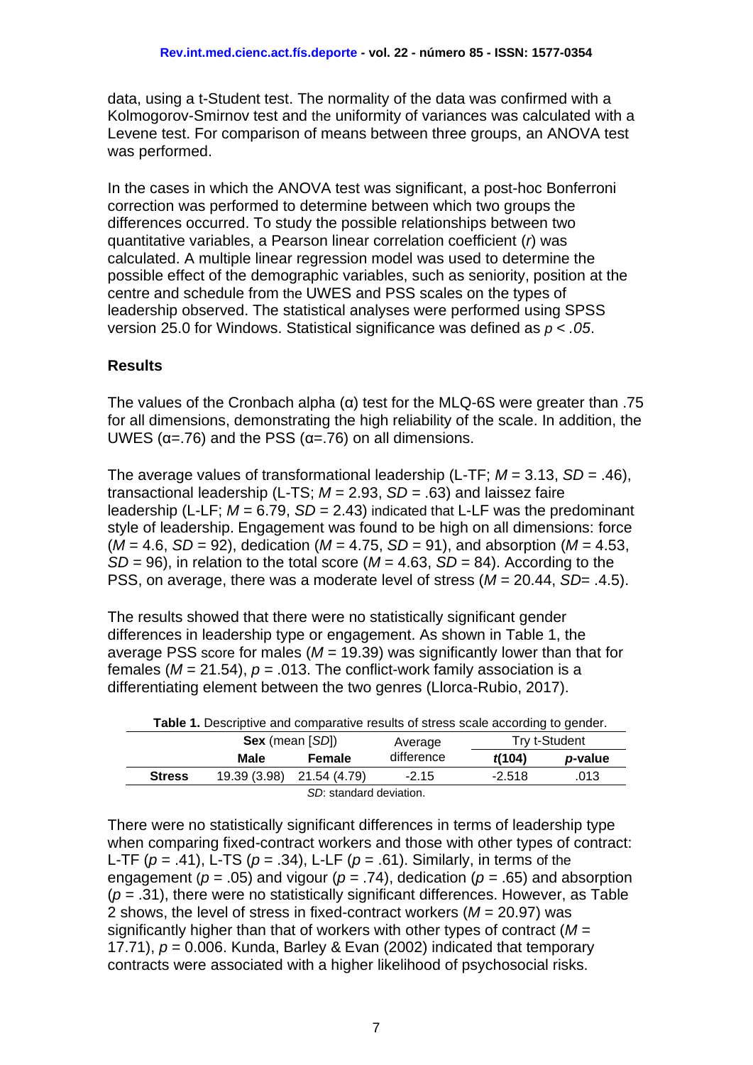data, using a t-Student test. The normality of the data was confirmed with a Kolmogorov-Smirnov test and the uniformity of variances was calculated with a Levene test. For comparison of means between three groups, an ANOVA test was performed.

In the cases in which the ANOVA test was significant, a post-hoc Bonferroni correction was performed to determine between which two groups the differences occurred. To study the possible relationships between two quantitative variables, a Pearson linear correlation coefficient (*r*) was calculated. A multiple linear regression model was used to determine the possible effect of the demographic variables, such as seniority, position at the centre and schedule from the UWES and PSS scales on the types of leadership observed. The statistical analyses were performed using SPSS version 25.0 for Windows. Statistical significance was defined as $p < .05$.

## Results

The values of the Cronbach alpha (α) test for the MLQ-6S were greater than .75 for all dimensions, demonstrating the high reliability of the scale. In addition, the UWES (α=.76) and the PSS (α=.76) on all dimensions.

The average values of transformational leadership (L-TF; $M$ = 3.13, $SD$ = .46), transactional leadership (L-TS; $M$ = 2.93, $SD$ = .63) and laissez faire leadership (L-LF; $M$ = 6.79, $SD$ = 2.43) indicated that L-LF was the predominant style of leadership. Engagement was found to be high on all dimensions: force ($M$ = 4.6, $SD$ = 92), dedication ($M$ = 4.75, $SD$ = 91), and absorption ($M$ = 4.53, $SD$ = 96), in relation to the total score ($M$ = 4.63, $SD$ = 84). According to the PSS, on average, there was a moderate level of stress ($M$ = 20.44, $SD$= .4.5).

The results showed that there were no statistically significant gender differences in leadership type or engagement. As shown in Table 1, the average PSS score for males ($M$ = 19.39) was significantly lower than that for females ($M$ = 21.54), $p$ = .013. The conflict-work family association is a differentiating element between the two genres (Llorca-Rubio, 2017).

**Table 1.** Descriptive and comparative results of stress scale according to gender.

| | **Sex** (mean [*SD*]) | | Average difference | Try t-Student | |
|---|---|---|---|---|---|
| | **Male** | **Female** | | ***t*(104)** | ***p*-value** |
| **Stress** | 19.39 (3.98) | 21.54 (4.79) | -2.15 | -2.518 | .013 |

*SD*: standard deviation.

There were no statistically significant differences in terms of leadership type when comparing fixed-contract workers and those with other types of contract: L-TF ($p$ = .41), L-TS ($p$ = .34), L-LF ($p$ = .61). Similarly, in terms of the engagement ($p$ = .05) and vigour ($p$ = .74), dedication ($p$ = .65) and absorption ($p$ = .31), there were no statistically significant differences. However, as Table 2 shows, the level of stress in fixed-contract workers ($M$ = 20.97) was significantly higher than that of workers with other types of contract ($M$ = 17.71), $p$ = 0.006. Kunda, Barley & Evan (2002) indicated that temporary contracts were associated with a higher likelihood of psychosocial risks.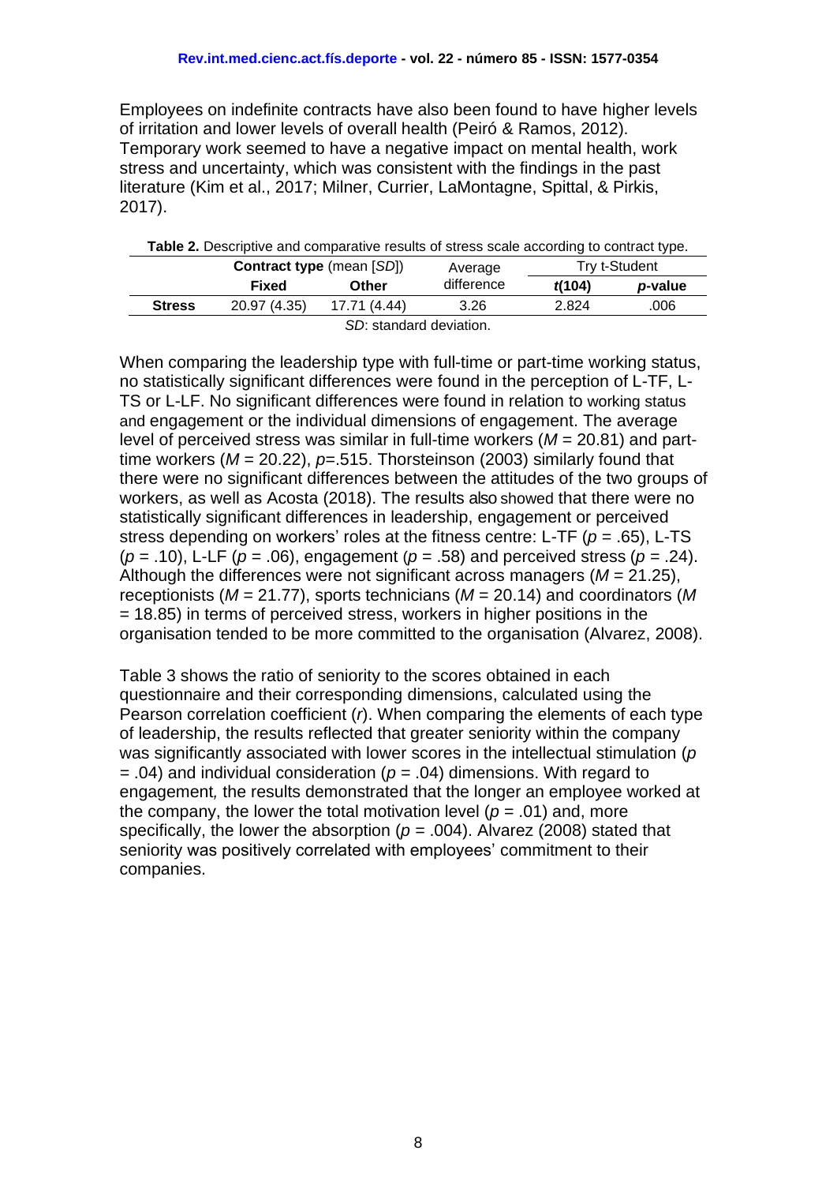Employees on indefinite contracts have also been found to have higher levels of irritation and lower levels of overall health (Peiró & Ramos, 2012). Temporary work seemed to have a negative impact on mental health, work stress and uncertainty, which was consistent with the findings in the past literature (Kim et al., 2017; Milner, Currier, LaMontagne, Spittal, & Pirkis, 2017).

**Table 2.** Descriptive and comparative results of stress scale according to contract type.

| | **Contract type** (mean [*SD*]) | | Average difference | Try t-Student | |
|---|---|---|---|---|---|
| | **Fixed** | **Other** | | ***t*(104)** | ***p*-value** |
| **Stress** | 20.97 (4.35) | 17.71 (4.44) | 3.26 | 2.824 | .006 |

*SD*: standard deviation.

When comparing the leadership type with full-time or part-time working status, no statistically significant differences were found in the perception of L-TF, L-TS or L-LF. No significant differences were found in relation to working status and engagement or the individual dimensions of engagement. The average level of perceived stress was similar in full-time workers ($M$ = 20.81) and part-time workers ($M$ = 20.22), $p$=.515. Thorsteinson (2003) similarly found that there were no significant differences between the attitudes of the two groups of workers, as well as Acosta (2018). The results also showed that there were no statistically significant differences in leadership, engagement or perceived stress depending on workers' roles at the fitness centre: L-TF ($p$ = .65), L-TS ($p$ = .10), L-LF ($p$ = .06), engagement ($p$ = .58) and perceived stress ($p$ = .24). Although the differences were not significant across managers ($M$ = 21.25), receptionists ($M$ = 21.77), sports technicians ($M$ = 20.14) and coordinators ($M$ = 18.85) in terms of perceived stress, workers in higher positions in the organisation tended to be more committed to the organisation (Alvarez, 2008).

Table 3 shows the ratio of seniority to the scores obtained in each questionnaire and their corresponding dimensions, calculated using the Pearson correlation coefficient ($r$). When comparing the elements of each type of leadership, the results reflected that greater seniority within the company was significantly associated with lower scores in the intellectual stimulation ($p$ = .04) and individual consideration ($p$ = .04) dimensions. With regard to engagement, the results demonstrated that the longer an employee worked at the company, the lower the total motivation level ($p$ = .01) and, more specifically, the lower the absorption ($p$ = .004). Alvarez (2008) stated that seniority was positively correlated with employees' commitment to their companies.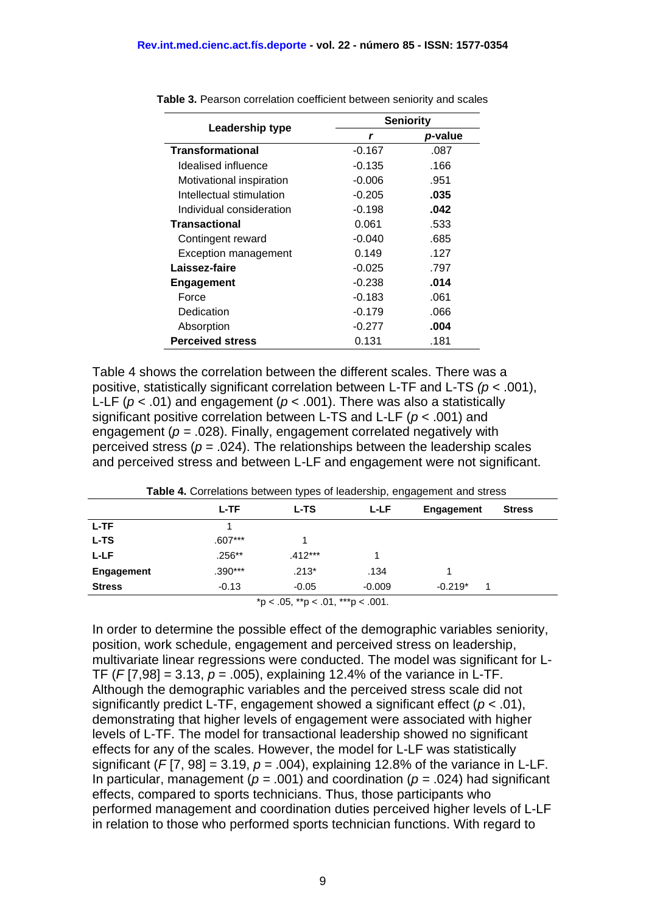**Table 3.** Pearson correlation coefficient between seniority and scales

| Leadership type | Seniority | |
|---|---|---|
| | *r* | *p*-value |
| **Transformational** | -0.167 | .087 |
| Idealised influence | -0.135 | .166 |
| Motivational inspiration | -0.006 | .951 |
| Intellectual stimulation | -0.205 | **.035** |
| Individual consideration | -0.198 | **.042** |
| **Transactional** | 0.061 | .533 |
| Contingent reward | -0.040 | .685 |
| Exception management | 0.149 | .127 |
| **Laissez-faire** | -0.025 | .797 |
| **Engagement** | -0.238 | **.014** |
| Force | -0.183 | .061 |
| Dedication | -0.179 | .066 |
| Absorption | -0.277 | **.004** |
| **Perceived stress** | 0.131 | .181 |

Table 4 shows the correlation between the different scales. There was a positive, statistically significant correlation between L-TF and L-TS ($p < .001$), L-LF ($p < .01$) and engagement ($p < .001$). There was also a statistically significant positive correlation between L-TS and L-LF ($p < .001$) and engagement ($p = .028$). Finally, engagement correlated negatively with perceived stress ($p = .024$). The relationships between the leadership scales and perceived stress and between L-LF and engagement were not significant.

**Table 4.** Correlations between types of leadership, engagement and stress

| | L-TF | L-TS | L-LF | Engagement | Stress |
|---|---|---|---|---|---|
| **L-TF** | 1 | | | | |
| **L-TS** | .607*** | 1 | | | |
| **L-LF** | .256** | .412*** | 1 | | |
| **Engagement** | .390*** | .213* | .134 | 1 | |
| **Stress** | -0.13 | -0.05 | -0.009 | -0.219* | 1 |

*p < .05, **p < .01, ***p < .001.

In order to determine the possible effect of the demographic variables seniority, position, work schedule, engagement and perceived stress on leadership, multivariate linear regressions were conducted. The model was significant for L-TF ($F$ [7,98] = 3.13, $p = .005$), explaining 12.4% of the variance in L-TF. Although the demographic variables and the perceived stress scale did not significantly predict L-TF, engagement showed a significant effect ($p < .01$), demonstrating that higher levels of engagement were associated with higher levels of L-TF. The model for transactional leadership showed no significant effects for any of the scales. However, the model for L-LF was statistically significant ($F$ [7, 98] = 3.19, $p = .004$), explaining 12.8% of the variance in L-LF. In particular, management ($p = .001$) and coordination ($p = .024$) had significant effects, compared to sports technicians. Thus, those participants who performed management and coordination duties perceived higher levels of L-LF in relation to those who performed sports technician functions. With regard to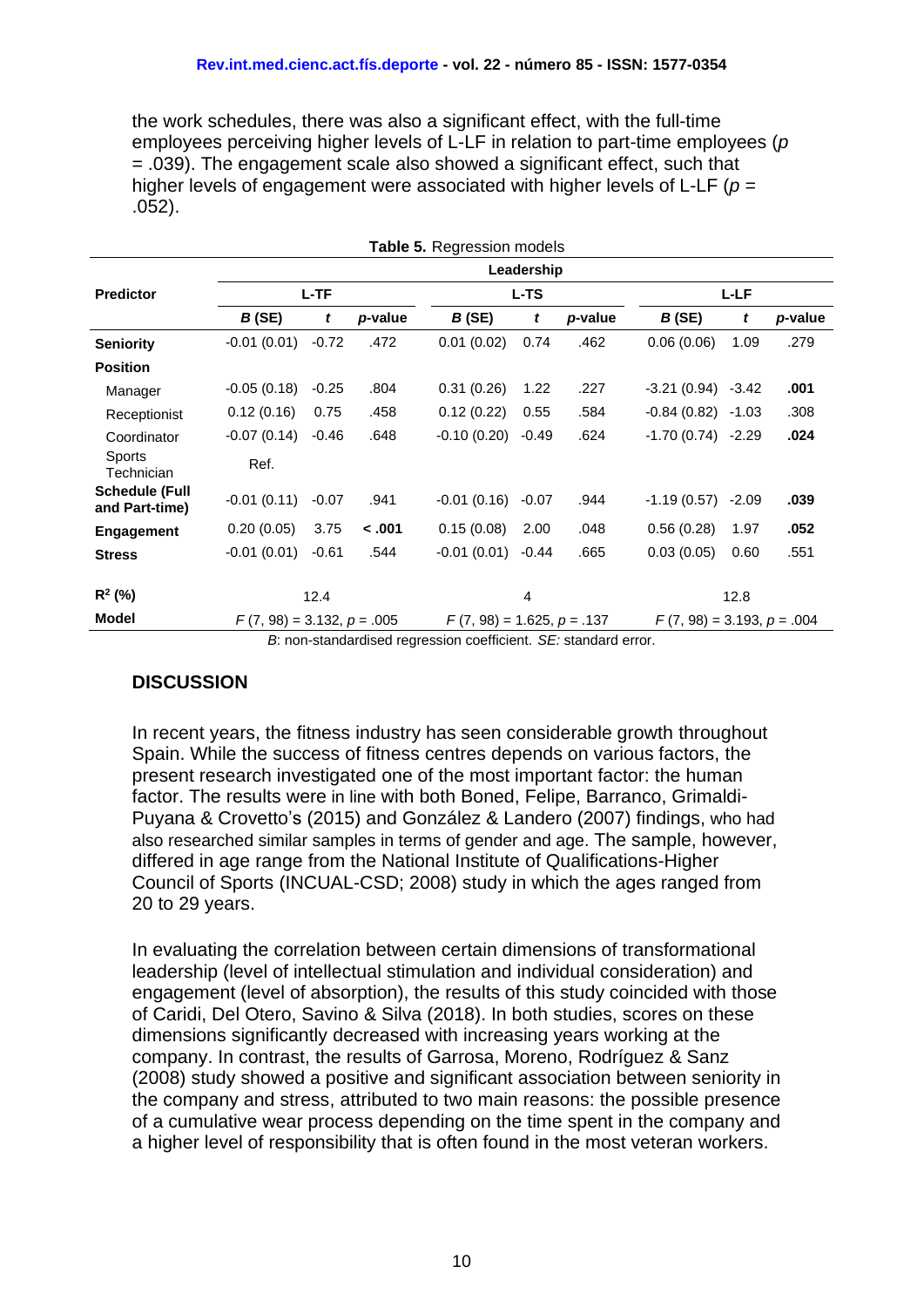the work schedules, there was also a significant effect, with the full-time employees perceiving higher levels of L-LF in relation to part-time employees ($p$ = .039). The engagement scale also showed a significant effect, such that higher levels of engagement were associated with higher levels of L-LF ($p$ = .052).

**Table 5.** Regression models

| Predictor | Leadership | | | | | | | | |
|---|---|---|---|---|---|---|---|---|---|
| | L-TF | | | L-TS | | | L-LF | | |
| | *B* (SE) | *t* | *p*-value | *B* (SE) | *t* | *p*-value | *B* (SE) | *t* | *p*-value |
| **Seniority** | -0.01 (0.01) | -0.72 | .472 | 0.01 (0.02) | 0.74 | .462 | 0.06 (0.06) | 1.09 | .279 |
| **Position** | | | | | | | | | |
| Manager | -0.05 (0.18) | -0.25 | .804 | 0.31 (0.26) | 1.22 | .227 | -3.21 (0.94) | -3.42 | **.001** |
| Receptionist | 0.12 (0.16) | 0.75 | .458 | 0.12 (0.22) | 0.55 | .584 | -0.84 (0.82) | -1.03 | .308 |
| Coordinator | -0.07 (0.14) | -0.46 | .648 | -0.10 (0.20) | -0.49 | .624 | -1.70 (0.74) | -2.29 | **.024** |
| Sports Technician | Ref. | | | | | | | | |
| **Schedule (Full and Part-time)** | -0.01 (0.11) | -0.07 | .941 | -0.01 (0.16) | -0.07 | .944 | -1.19 (0.57) | -2.09 | **.039** |
| **Engagement** | 0.20 (0.05) | 3.75 | **< .001** | 0.15 (0.08) | 2.00 | .048 | 0.56 (0.28) | 1.97 | **.052** |
| **Stress** | -0.01 (0.01) | -0.61 | .544 | -0.01 (0.01) | -0.44 | .665 | 0.03 (0.05) | 0.60 | .551 |
| **$R^2$ (%)** | 12.4 | | | 4 | | | 12.8 | | |
| **Model** | $F$ (7, 98) = 3.132, $p$ = .005 | | | $F$ (7, 98) = 1.625, $p$ = .137 | | | $F$ (7, 98) = 3.193, $p$ = .004 | | |

*B*: non-standardised regression coefficient. *SE:* standard error.

## DISCUSSION

In recent years, the fitness industry has seen considerable growth throughout Spain. While the success of fitness centres depends on various factors, the present research investigated one of the most important factor: the human factor. The results were in line with both Boned, Felipe, Barranco, Grimaldi-Puyana & Crovetto's (2015) and González & Landero (2007) findings, who had also researched similar samples in terms of gender and age. The sample, however, differed in age range from the National Institute of Qualifications-Higher Council of Sports (INCUAL-CSD; 2008) study in which the ages ranged from 20 to 29 years.

In evaluating the correlation between certain dimensions of transformational leadership (level of intellectual stimulation and individual consideration) and engagement (level of absorption), the results of this study coincided with those of Caridi, Del Otero, Savino & Silva (2018). In both studies, scores on these dimensions significantly decreased with increasing years working at the company. In contrast, the results of Garrosa, Moreno, Rodríguez & Sanz (2008) study showed a positive and significant association between seniority in the company and stress, attributed to two main reasons: the possible presence of a cumulative wear process depending on the time spent in the company and a higher level of responsibility that is often found in the most veteran workers.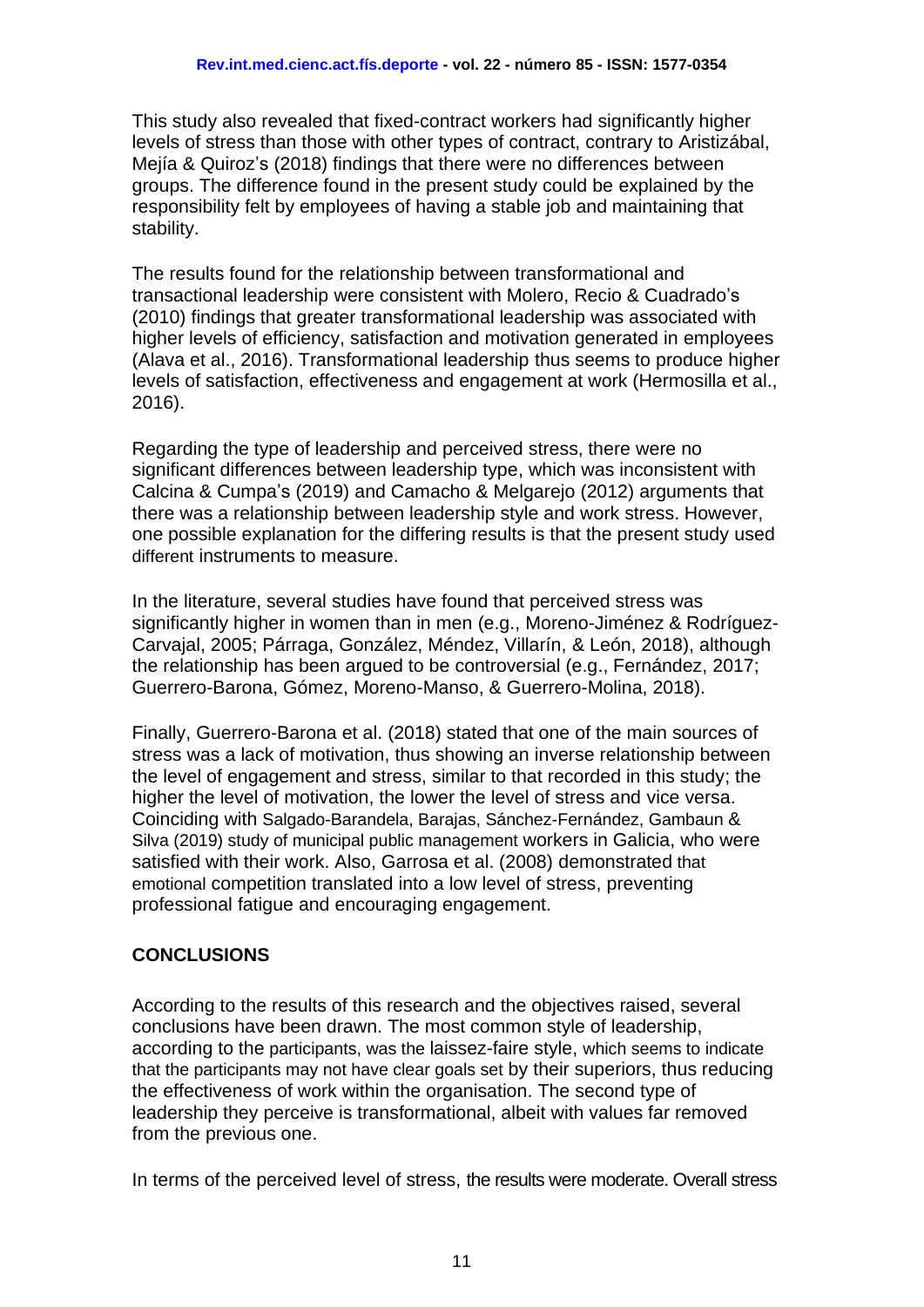This study also revealed that fixed-contract workers had significantly higher levels of stress than those with other types of contract, contrary to Aristizábal, Mejía & Quiroz's (2018) findings that there were no differences between groups. The difference found in the present study could be explained by the responsibility felt by employees of having a stable job and maintaining that stability.

The results found for the relationship between transformational and transactional leadership were consistent with Molero, Recio & Cuadrado's (2010) findings that greater transformational leadership was associated with higher levels of efficiency, satisfaction and motivation generated in employees (Alava et al., 2016). Transformational leadership thus seems to produce higher levels of satisfaction, effectiveness and engagement at work (Hermosilla et al., 2016).

Regarding the type of leadership and perceived stress, there were no significant differences between leadership type, which was inconsistent with Calcina & Cumpa's (2019) and Camacho & Melgarejo (2012) arguments that there was a relationship between leadership style and work stress. However, one possible explanation for the differing results is that the present study used different instruments to measure.

In the literature, several studies have found that perceived stress was significantly higher in women than in men (e.g., Moreno-Jiménez & Rodríguez-Carvajal, 2005; Párraga, González, Méndez, Villarín, & León, 2018), although the relationship has been argued to be controversial (e.g., Fernández, 2017; Guerrero-Barona, Gómez, Moreno-Manso, & Guerrero-Molina, 2018).

Finally, Guerrero-Barona et al. (2018) stated that one of the main sources of stress was a lack of motivation, thus showing an inverse relationship between the level of engagement and stress, similar to that recorded in this study; the higher the level of motivation, the lower the level of stress and vice versa. Coinciding with Salgado-Barandela, Barajas, Sánchez-Fernández, Gambaun & Silva (2019) study of municipal public management workers in Galicia, who were satisfied with their work. Also, Garrosa et al. (2008) demonstrated that emotional competition translated into a low level of stress, preventing professional fatigue and encouraging engagement.

## CONCLUSIONS

According to the results of this research and the objectives raised, several conclusions have been drawn. The most common style of leadership, according to the participants, was the laissez-faire style, which seems to indicate that the participants may not have clear goals set by their superiors, thus reducing the effectiveness of work within the organisation. The second type of leadership they perceive is transformational, albeit with values far removed from the previous one.

In terms of the perceived level of stress, the results were moderate. Overall stress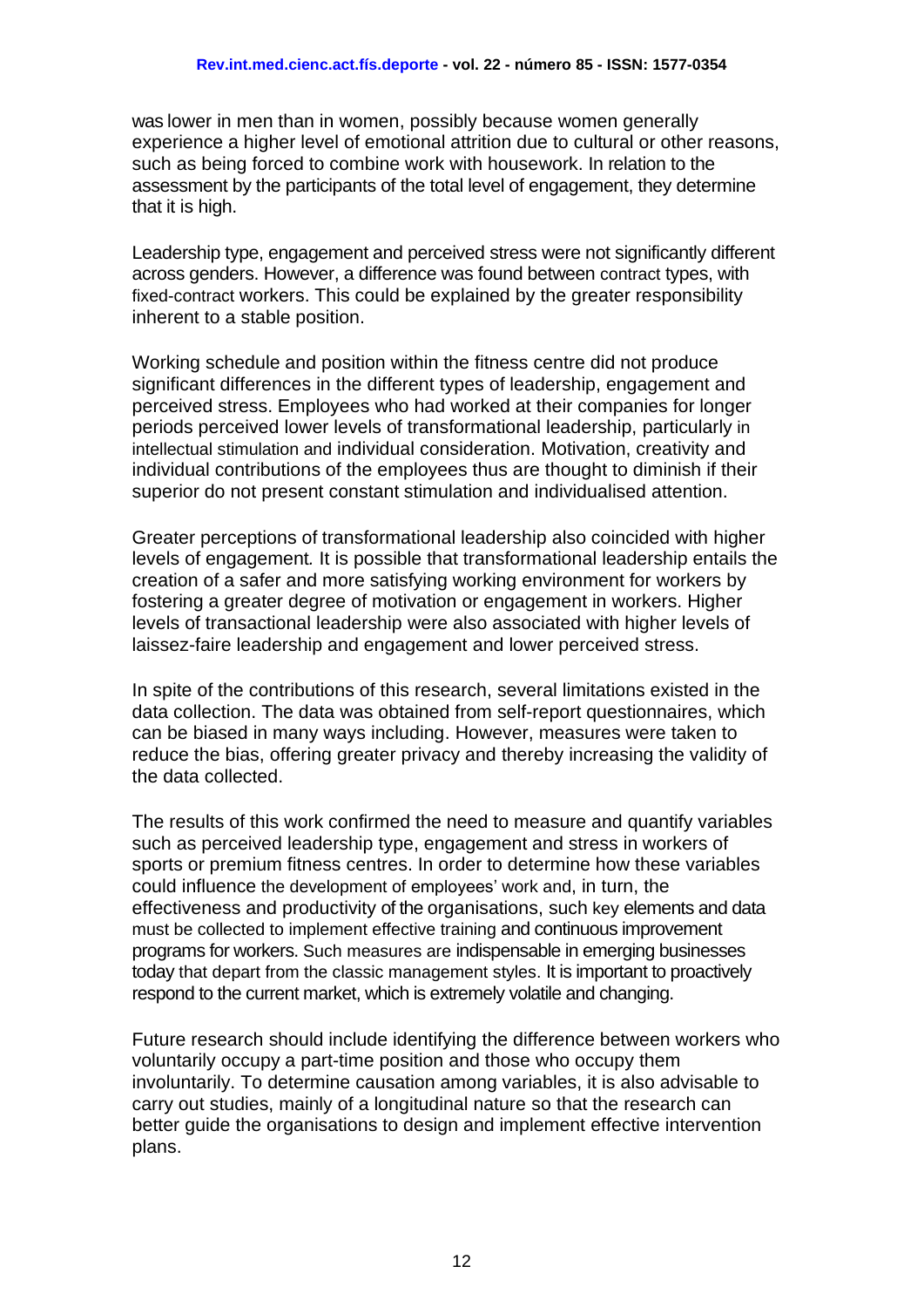was lower in men than in women, possibly because women generally experience a higher level of emotional attrition due to cultural or other reasons, such as being forced to combine work with housework. In relation to the assessment by the participants of the total level of engagement, they determine that it is high.

Leadership type, engagement and perceived stress were not significantly different across genders. However, a difference was found between contract types, with fixed-contract workers. This could be explained by the greater responsibility inherent to a stable position.

Working schedule and position within the fitness centre did not produce significant differences in the different types of leadership, engagement and perceived stress. Employees who had worked at their companies for longer periods perceived lower levels of transformational leadership, particularly in intellectual stimulation and individual consideration. Motivation, creativity and individual contributions of the employees thus are thought to diminish if their superior do not present constant stimulation and individualised attention.

Greater perceptions of transformational leadership also coincided with higher levels of engagement. It is possible that transformational leadership entails the creation of a safer and more satisfying working environment for workers by fostering a greater degree of motivation or engagement in workers. Higher levels of transactional leadership were also associated with higher levels of laissez-faire leadership and engagement and lower perceived stress.

In spite of the contributions of this research, several limitations existed in the data collection. The data was obtained from self-report questionnaires, which can be biased in many ways including. However, measures were taken to reduce the bias, offering greater privacy and thereby increasing the validity of the data collected.

The results of this work confirmed the need to measure and quantify variables such as perceived leadership type, engagement and stress in workers of sports or premium fitness centres. In order to determine how these variables could influence the development of employees' work and, in turn, the effectiveness and productivity of the organisations, such key elements and data must be collected to implement effective training and continuous improvement programs for workers. Such measures are indispensable in emerging businesses today that depart from the classic management styles. It is important to proactively respond to the current market, which is extremely volatile and changing.

Future research should include identifying the difference between workers who voluntarily occupy a part-time position and those who occupy them involuntarily. To determine causation among variables, it is also advisable to carry out studies, mainly of a longitudinal nature so that the research can better guide the organisations to design and implement effective intervention plans.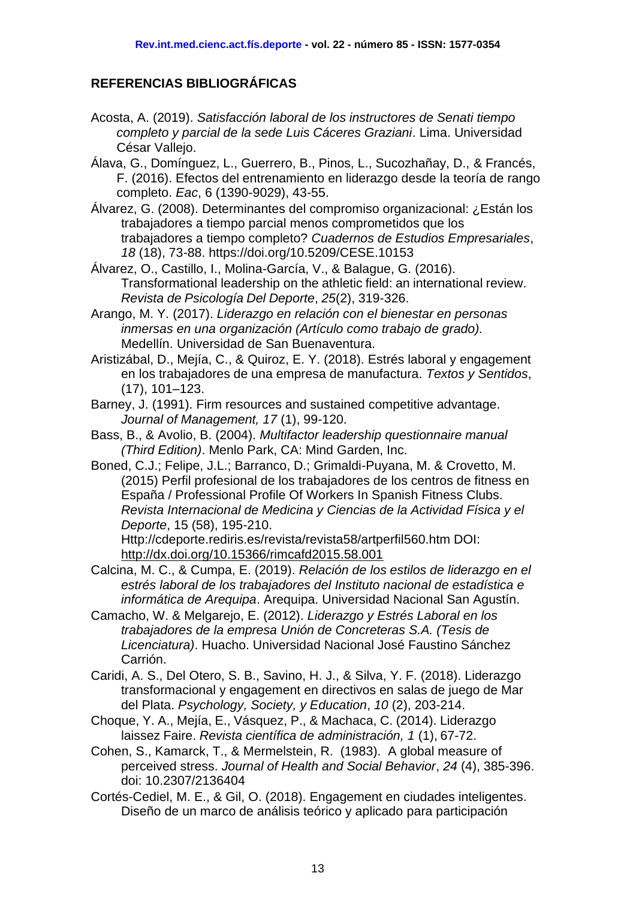## REFERENCIAS BIBLIOGRÁFICAS

Acosta, A. (2019). *Satisfacción laboral de los instructores de Senati tiempo completo y parcial de la sede Luis Cáceres Graziani*. Lima. Universidad César Vallejo.

Álava, G., Domínguez, L., Guerrero, B., Pinos, L., Sucozhañay, D., & Francés, F. (2016). Efectos del entrenamiento en liderazgo desde la teoría de rango completo. *Eac*, 6 (1390-9029), 43-55.

Álvarez, G. (2008). Determinantes del compromiso organizacional: ¿Están los trabajadores a tiempo parcial menos comprometidos que los trabajadores a tiempo completo? *Cuadernos de Estudios Empresariales*, *18* (18), 73-88. https://doi.org/10.5209/CESE.10153

Álvarez, O., Castillo, I., Molina-García, V., & Balague, G. (2016). Transformational leadership on the athletic field: an international review. *Revista de Psicología Del Deporte*, *25*(2), 319-326.

Arango, M. Y. (2017). *Liderazgo en relación con el bienestar en personas inmersas en una organización (Artículo como trabajo de grado).* Medellín. Universidad de San Buenaventura.

Aristizábal, D., Mejía, C., & Quiroz, E. Y. (2018). Estrés laboral y engagement en los trabajadores de una empresa de manufactura. *Textos y Sentidos*, (17), 101–123.

Barney, J. (1991). Firm resources and sustained competitive advantage. *Journal of Management, 17* (1), 99-120.

Bass, B., & Avolio, B. (2004). *Multifactor leadership questionnaire manual (Third Edition)*. Menlo Park, CA: Mind Garden, Inc.

Boned, C.J.; Felipe, J.L.; Barranco, D.; Grimaldi-Puyana, M. & Crovetto, M. (2015) Perfil profesional de los trabajadores de los centros de fitness en España / Professional Profile Of Workers In Spanish Fitness Clubs. *Revista Internacional de Medicina y Ciencias de la Actividad Física y el Deporte*, 15 (58), 195-210. Http://cdeporte.rediris.es/revista/revista58/artperfil560.htm DOI: http://dx.doi.org/10.15366/rimcafd2015.58.001

Calcina, M. C., & Cumpa, E. (2019). *Relación de los estilos de liderazgo en el estrés laboral de los trabajadores del Instituto nacional de estadística e informática de Arequipa*. Arequipa. Universidad Nacional San Agustín.

Camacho, W. & Melgarejo, E. (2012). *Liderazgo y Estrés Laboral en los trabajadores de la empresa Unión de Concreteras S.A. (Tesis de Licenciatura)*. Huacho. Universidad Nacional José Faustino Sánchez Carrión.

Caridi, A. S., Del Otero, S. B., Savino, H. J., & Silva, Y. F. (2018). Liderazgo transformacional y engagement en directivos en salas de juego de Mar del Plata. *Psychology, Society, y Education*, *10* (2), 203-214.

Choque, Y. A., Mejía, E., Vásquez, P., & Machaca, C. (2014). Liderazgo laissez Faire. *Revista científica de administración, 1* (1), 67-72.

Cohen, S., Kamarck, T., & Mermelstein, R. (1983). A global measure of perceived stress. *Journal of Health and Social Behavior*, *24* (4), 385-396. doi: 10.2307/2136404

Cortés-Cediel, M. E., & Gil, O. (2018). Engagement en ciudades inteligentes. Diseño de un marco de análisis teórico y aplicado para participación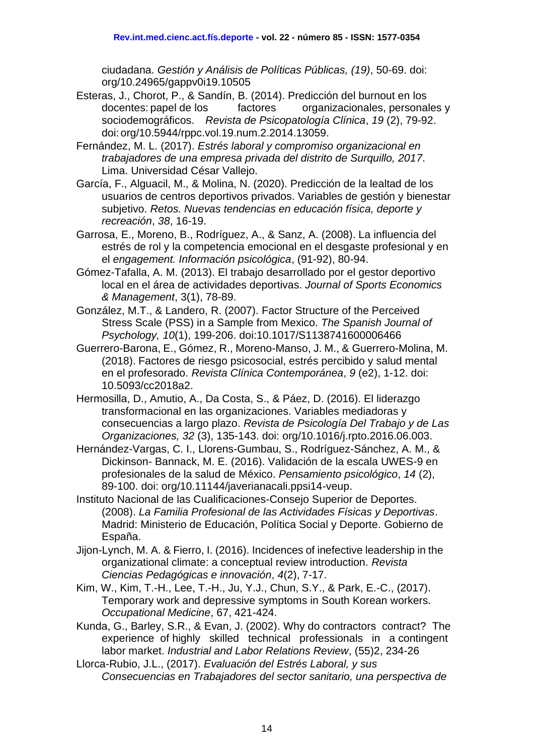ciudadana. *Gestión y Análisis de Políticas Públicas, (19)*, 50-69. doi: org/10.24965/gappv0i19.10505

Esteras, J., Chorot, P., & Sandín, B. (2014). Predicción del burnout en los docentes: papel de los factores organizacionales, personales y sociodemográficos. *Revista de Psicopatología Clínica*, *19* (2), 79-92. doi: org/10.5944/rppc.vol.19.num.2.2014.13059.

Fernández, M. L. (2017). *Estrés laboral y compromiso organizacional en trabajadores de una empresa privada del distrito de Surquillo, 2017*. Lima. Universidad César Vallejo.

García, F., Alguacil, M., & Molina, N. (2020). Predicción de la lealtad de los usuarios de centros deportivos privados. Variables de gestión y bienestar subjetivo. *Retos. Nuevas tendencias en educación física, deporte y recreación*, *38*, 16-19.

Garrosa, E., Moreno, B., Rodríguez, A., & Sanz, A. (2008). La influencia del estrés de rol y la competencia emocional en el desgaste profesional y en el *engagement. Información psicológica*, (91-92), 80-94.

Gómez-Tafalla, A. M. (2013). El trabajo desarrollado por el gestor deportivo local en el área de actividades deportivas. *Journal of Sports Economics & Management*, 3(1), 78-89.

González, M.T., & Landero, R. (2007). Factor Structure of the Perceived Stress Scale (PSS) in a Sample from Mexico. *The Spanish Journal of Psychology, 10*(1), 199-206. doi:10.1017/S1138741600006466

Guerrero-Barona, E., Gómez, R., Moreno-Manso, J. M., & Guerrero-Molina, M. (2018). Factores de riesgo psicosocial, estrés percibido y salud mental en el profesorado. *Revista Clínica Contemporánea*, *9* (e2), 1-12. doi: 10.5093/cc2018a2.

Hermosilla, D., Amutio, A., Da Costa, S., & Páez, D. (2016). El liderazgo transformacional en las organizaciones. Variables mediadoras y consecuencias a largo plazo. *Revista de Psicología Del Trabajo y de Las Organizaciones, 32* (3), 135-143. doi: org/10.1016/j.rpto.2016.06.003.

Hernández-Vargas, C. I., Llorens-Gumbau, S., Rodríguez-Sánchez, A. M., & Dickinson- Bannack, M. E. (2016). Validación de la escala UWES-9 en profesionales de la salud de México. *Pensamiento psicológico*, *14* (2), 89-100. doi: org/10.11144/javerianacali.ppsi14-veup.

Instituto Nacional de las Cualificaciones-Consejo Superior de Deportes. (2008). *La Familia Profesional de las Actividades Físicas y Deportivas*. Madrid: Ministerio de Educación, Política Social y Deporte. Gobierno de España.

Jijon-Lynch, M. A. & Fierro, I. (2016). Incidences of inefective leadership in the organizational climate: a conceptual review introduction. *Revista Ciencias Pedagógicas e innovación*, *4*(2), 7-17.

Kim, W., Kim, T.-H., Lee, T.-H., Ju, Y.J., Chun, S.Y., & Park, E.-C., (2017). Temporary work and depressive symptoms in South Korean workers. *Occupational Medicine*, 67, 421-424.

Kunda, G., Barley, S.R., & Evan, J. (2002). Why do contractors contract? The experience of highly skilled technical professionals in a contingent labor market. *Industrial and Labor Relations Review*, (55)2, 234-26

Llorca-Rubio, J.L., (2017). *Evaluación del Estrés Laboral, y sus Consecuencias en Trabajadores del sector sanitario, una perspectiva de*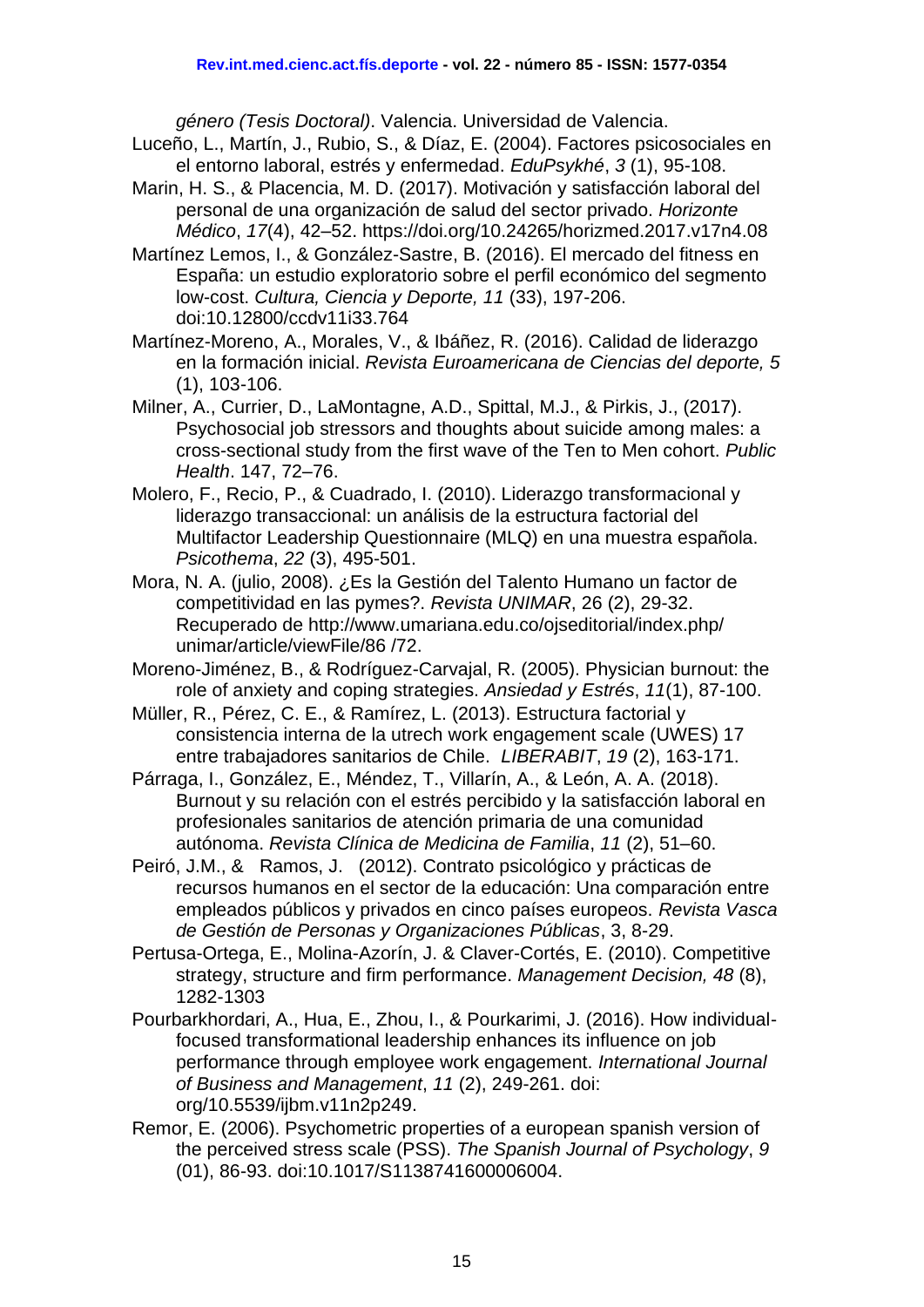*género (Tesis Doctoral)*. Valencia. Universidad de Valencia.

Luceño, L., Martín, J., Rubio, S., & Díaz, E. (2004). Factores psicosociales en el entorno laboral, estrés y enfermedad. *EduPsykhé*, *3* (1), 95-108.

Marin, H. S., & Placencia, M. D. (2017). Motivación y satisfacción laboral del personal de una organización de salud del sector privado. *Horizonte Médico*, *17*(4), 42–52. https://doi.org/10.24265/horizmed.2017.v17n4.08

Martínez Lemos, I., & González-Sastre, B. (2016). El mercado del fitness en España: un estudio exploratorio sobre el perfil económico del segmento low-cost. *Cultura, Ciencia y Deporte, 11* (33), 197-206. doi:10.12800/ccdv11i33.764

Martínez-Moreno, A., Morales, V., & Ibáñez, R. (2016). Calidad de liderazgo en la formación inicial. *Revista Euroamericana de Ciencias del deporte, 5* (1), 103-106.

Milner, A., Currier, D., LaMontagne, A.D., Spittal, M.J., & Pirkis, J., (2017). Psychosocial job stressors and thoughts about suicide among males: a cross-sectional study from the first wave of the Ten to Men cohort. *Public Health*. 147, 72–76.

Molero, F., Recio, P., & Cuadrado, I. (2010). Liderazgo transformacional y liderazgo transaccional: un análisis de la estructura factorial del Multifactor Leadership Questionnaire (MLQ) en una muestra española. *Psicothema*, *22* (3), 495-501.

Mora, N. A. (julio, 2008). ¿Es la Gestión del Talento Humano un factor de competitividad en las pymes?. *Revista UNIMAR*, 26 (2), 29-32. Recuperado de http://www.umariana.edu.co/ojseditorial/index.php/unimar/article/viewFile/86 /72.

Moreno-Jiménez, B., & Rodríguez-Carvajal, R. (2005). Physician burnout: the role of anxiety and coping strategies. *Ansiedad y Estrés*, *11*(1), 87-100.

Müller, R., Pérez, C. E., & Ramírez, L. (2013). Estructura factorial y consistencia interna de la utrech work engagement scale (UWES) 17 entre trabajadores sanitarios de Chile. *LIBERABIT*, *19* (2), 163-171.

Párraga, I., González, E., Méndez, T., Villarín, A., & León, A. A. (2018). Burnout y su relación con el estrés percibido y la satisfacción laboral en profesionales sanitarios de atención primaria de una comunidad autónoma. *Revista Clínica de Medicina de Familia*, *11* (2), 51–60.

Peiró, J.M., & Ramos, J. (2012). Contrato psicológico y prácticas de recursos humanos en el sector de la educación: Una comparación entre empleados públicos y privados en cinco países europeos. *Revista Vasca de Gestión de Personas y Organizaciones Públicas*, 3, 8-29.

Pertusa-Ortega, E., Molina-Azorín, J. & Claver-Cortés, E. (2010). Competitive strategy, structure and firm performance. *Management Decision, 48* (8), 1282-1303

Pourbarkhordari, A., Hua, E., Zhou, I., & Pourkarimi, J. (2016). How individual-focused transformational leadership enhances its influence on job performance through employee work engagement. *International Journal of Business and Management*, *11* (2), 249-261. doi: org/10.5539/ijbm.v11n2p249.

Remor, E. (2006). Psychometric properties of a european spanish version of the perceived stress scale (PSS). *The Spanish Journal of Psychology*, *9* (01), 86-93. doi:10.1017/S1138741600006004.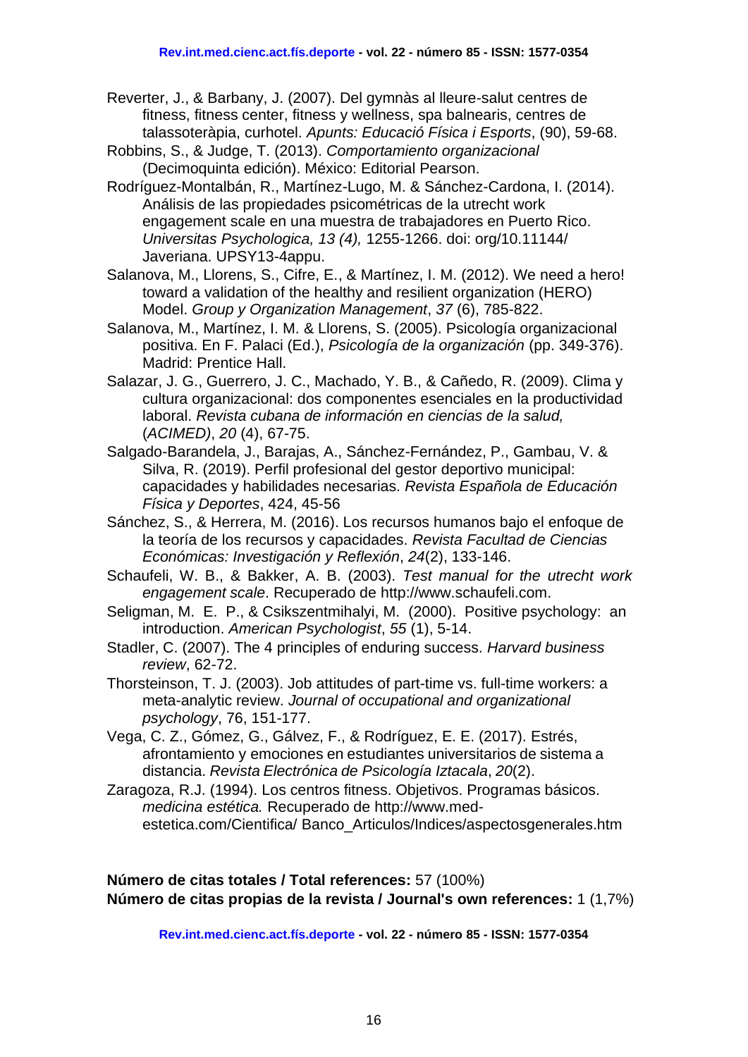Reverter, J., & Barbany, J. (2007). Del gymnàs al lleure-salut centres de fitness, fitness center, fitness y wellness, spa balnearis, centres de talassoteràpia, curhotel. *Apunts: Educació Física i Esports*, (90), 59-68.

Robbins, S., & Judge, T. (2013). *Comportamiento organizacional* (Decimoquinta edición). México: Editorial Pearson.

Rodríguez-Montalbán, R., Martínez-Lugo, M. & Sánchez-Cardona, I. (2014). Análisis de las propiedades psicométricas de la utrecht work engagement scale en una muestra de trabajadores en Puerto Rico. *Universitas Psychologica, 13 (4),* 1255-1266. doi: org/10.11144/ Javeriana. UPSY13-4appu.

Salanova, M., Llorens, S., Cifre, E., & Martínez, I. M. (2012). We need a hero! toward a validation of the healthy and resilient organization (HERO) Model. *Group y Organization Management*, *37* (6), 785-822.

Salanova, M., Martínez, I. M. & Llorens, S. (2005). Psicología organizacional positiva. En F. Palaci (Ed.), *Psicología de la organización* (pp. 349-376). Madrid: Prentice Hall.

Salazar, J. G., Guerrero, J. C., Machado, Y. B., & Cañedo, R. (2009). Clima y cultura organizacional: dos componentes esenciales en la productividad laboral. *Revista cubana de información en ciencias de la salud,* (*ACIMED)*, *20* (4), 67-75.

Salgado-Barandela, J., Barajas, A., Sánchez-Fernández, P., Gambau, V. & Silva, R. (2019). Perfil profesional del gestor deportivo municipal: capacidades y habilidades necesarias. *Revista Española de Educación Física y Deportes*, 424, 45-56

Sánchez, S., & Herrera, M. (2016). Los recursos humanos bajo el enfoque de la teoría de los recursos y capacidades. *Revista Facultad de Ciencias Económicas: Investigación y Reflexión*, *24*(2), 133-146.

Schaufeli, W. B., & Bakker, A. B. (2003). *Test manual for the utrecht work engagement scale*. Recuperado de http://www.schaufeli.com.

Seligman, M. E. P., & Csikszentmihalyi, M. (2000). Positive psychology: an introduction. *American Psychologist*, *55* (1), 5-14.

Stadler, C. (2007). The 4 principles of enduring success. *Harvard business review*, 62-72.

Thorsteinson, T. J. (2003). Job attitudes of part-time vs. full-time workers: a meta-analytic review. *Journal of occupational and organizational psychology*, 76, 151-177.

Vega, C. Z., Gómez, G., Gálvez, F., & Rodríguez, E. E. (2017). Estrés, afrontamiento y emociones en estudiantes universitarios de sistema a distancia. *Revista Electrónica de Psicología Iztacala*, *20*(2).

Zaragoza, R.J. (1994). Los centros fitness. Objetivos. Programas básicos. *medicina estética.* Recuperado de http://www.med-estetica.com/Cientifica/ Banco_Articulos/Indices/aspectosgenerales.htm

**Número de citas totales / Total references:** 57 (100%)
**Número de citas propias de la revista / Journal's own references:** 1 (1,7%)